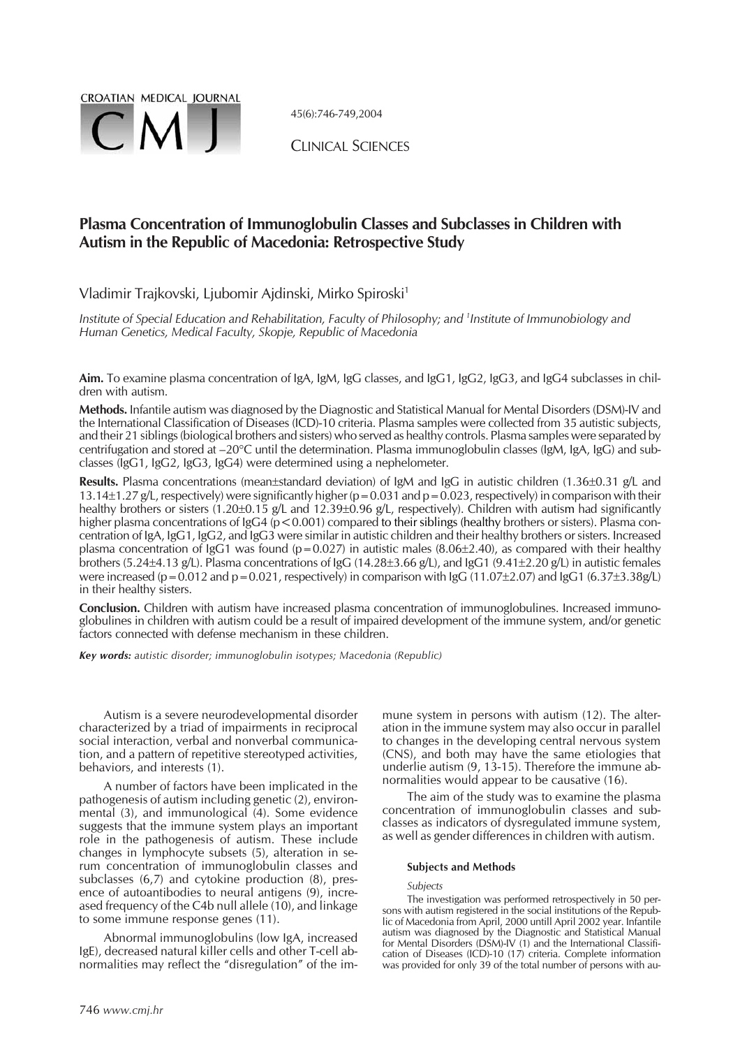# Plasma Concentration of Immunoglobulin Classes and Subclasses in Children with Autism in the Republic of Macedonia: Retrospective Study

Vladimir Trajkovski, Ljubomir Ajdinski, Mirko Spiroski[1]

*Institute of Special Education and Rehabilitation, Faculty of Philosophy; and [1]Institute of Immunobiology and Human Genetics, Medical Faculty, Skopje, Republic of Macedonia*

**Aim.** To examine plasma concentration of IgA, IgM, IgG classes, and IgG1, IgG2, IgG3, and IgG4 subclasses in children with autism.

**Methods.** Infantile autism was diagnosed by the Diagnostic and Statistical Manual for Mental Disorders (DSM)-IV and the International Classification of Diseases (ICD)-10 criteria. Plasma samples were collected from 35 autistic subjects, and their 21 siblings (biological brothers and sisters) who served as healthy controls. Plasma samples were separated by centrifugation and stored at –20°C until the determination. Plasma immunoglobulin classes (IgM, IgA, IgG) and subclasses (IgG1, IgG2, IgG3, IgG4) were determined using a nephelometer.

**Results.** Plasma concentrations (mean±standard deviation) of IgM and IgG in autistic children (1.36±0.31 g/L and 13.14±1.27 g/L, respectively) were significantly higher ($p = 0.031$ and $p = 0.023$, respectively) in comparison with their healthy brothers or sisters (1.20±0.15 g/L and 12.39±0.96 g/L, respectively). Children with autism had significantly higher plasma concentrations of IgG4 ($p < 0.001$) compared to their siblings (healthy brothers or sisters). Plasma concentration of IgA, IgG1, IgG2, and IgG3 were similar in autistic children and their healthy brothers or sisters. Increased plasma concentration of IgG1 was found ($p = 0.027$) in autistic males (8.06±2.40), as compared with their healthy brothers (5.24±4.13 g/L). Plasma concentrations of IgG (14.28±3.66 g/L), and IgG1 (9.41±2.20 g/L) in autistic females were increased ($p = 0.012$ and $p = 0.021$, respectively) in comparison with IgG (11.07±2.07) and IgG1 (6.37±3.38g/L) in their healthy sisters.

**Conclusion.** Children with autism have increased plasma concentration of immunoglobulines. Increased immunoglobulines in children with autism could be a result of impaired development of the immune system, and/or genetic factors connected with defense mechanism in these children.

***Key words:** autistic disorder; immunoglobulin isotypes; Macedonia (Republic)*

Autism is a severe neurodevelopmental disorder characterized by a triad of impairments in reciprocal social interaction, verbal and nonverbal communication, and a pattern of repetitive stereotyped activities, behaviors, and interests (1).

A number of factors have been implicated in the pathogenesis of autism including genetic (2), environmental (3), and immunological (4). Some evidence suggests that the immune system plays an important role in the pathogenesis of autism. These include changes in lymphocyte subsets (5), alteration in serum concentration of immunoglobulin classes and subclasses (6,7) and cytokine production (8), presence of autoantibodies to neural antigens (9), increased frequency of the C4b null allele (10), and linkage to some immune response genes (11).

Abnormal immunoglobulins (low IgA, increased IgE), decreased natural killer cells and other T-cell abnormalities may reflect the "disregulation" of the immune system in persons with autism (12). The alteration in the immune system may also occur in parallel to changes in the developing central nervous system (CNS), and both may have the same etiologies that underlie autism (9, 13-15). Therefore the immune abnormalities would appear to be causative (16).

The aim of the study was to examine the plasma concentration of immunoglobulin classes and subclasses as indicators of dysregulated immune system, as well as gender differences in children with autism.

### Subjects and Methods

*Subjects*

The investigation was performed retrospectively in 50 persons with autism registered in the social institutions of the Republic of Macedonia from April, 2000 untill April 2002 year. Infantile autism was diagnosed by the Diagnostic and Statistical Manual for Mental Disorders (DSM)-IV (1) and the International Classification of Diseases (ICD)-10 (17) criteria. Complete information was provided for only 39 of the total number of persons with au-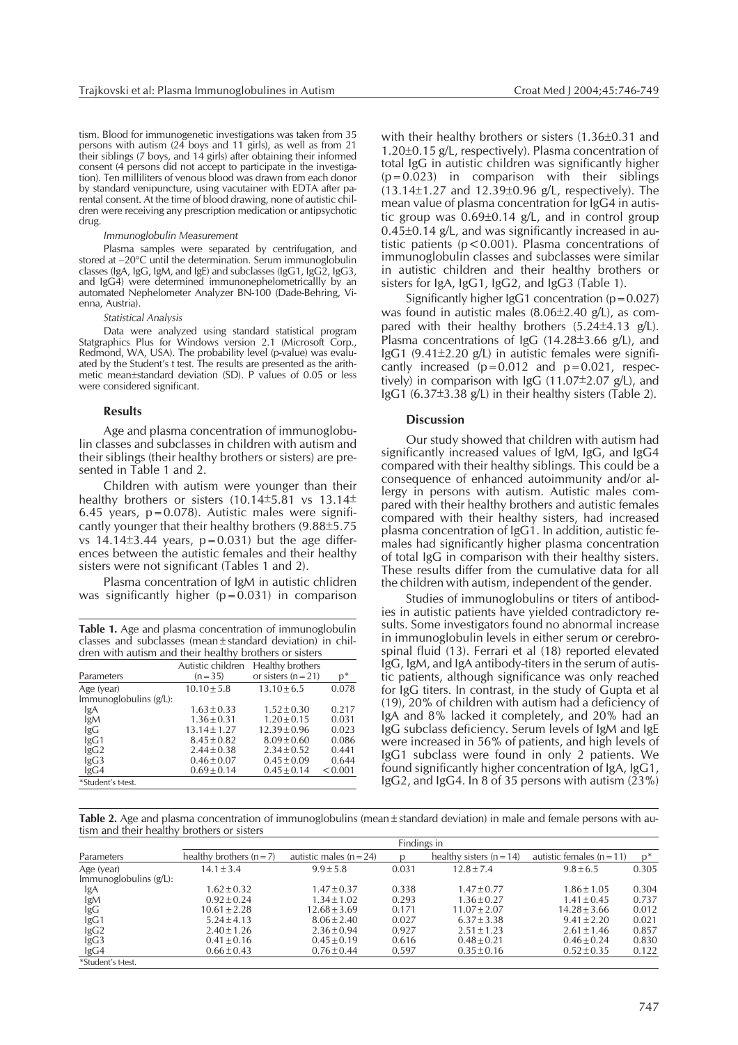tism. Blood for immunogenetic investigations was taken from 35 persons with autism (24 boys and 11 girls), as well as from 21 their siblings (7 boys, and 14 girls) after obtaining their informed consent (4 persons did not accept to participate in the investigation). Ten milliliters of venous blood was drawn from each donor by standard venipuncture, using vacutainer with EDTA after parental consent. At the time of blood drawing, none of autistic children were receiving any prescription medication or antipsychotic drug.

*Immunoglobulin Measurement*

Plasma samples were separated by centrifugation, and stored at −20°C until the determination. Serum immunoglobulin classes (IgA, IgG, IgM, and IgE) and subclasses (IgG1, IgG2, IgG3, and IgG4) were determined immunonephelometricallly by an automated Nephelometer Analyzer BN-100 (Dade-Behring, Vienna, Austria).

*Statistical Analysis*

Data were analyzed using standard statistical program Statgraphics Plus for Windows version 2.1 (Microsoft Corp., Redmond, WA, USA). The probability level (p-value) was evaluated by the Student's t test. The results are presented as the arithmetic mean±standard deviation (SD). P values of 0.05 or less were considered significant.

## Results

Age and plasma concentration of immunoglobulin classes and subclasses in children with autism and their siblings (their healthy brothers or sisters) are presented in Table 1 and 2.

Children with autism were younger than their healthy brothers or sisters (10.14±5.81 vs 13.14±6.45 years, p=0.078). Autistic males were significantly younger that their healthy brothers (9.88±5.75 vs 14.14±3.44 years, p=0.031) but the age differences between the autistic females and their healthy sisters were not significant (Tables 1 and 2).

Plasma concentration of IgM in autistic chlidren was significantly higher (p=0.031) in comparison with their healthy brothers or sisters (1.36±0.31 and 1.20±0.15 g/L, respectively). Plasma concentration of total IgG in autistic children was significantly higher (p=0.023) in comparison with their siblings (13.14±1.27 and 12.39±0.96 g/L, respectively). The mean value of plasma concentration for IgG4 in autistic group was 0.69±0.14 g/L, and in control group 0.45±0.14 g/L, and was significantly increased in autistic patients (p<0.001). Plasma concentrations of immunoglobulin classes and subclasses were similar in autistic children and their healthy brothers or sisters for IgA, IgG1, IgG2, and IgG3 (Table 1).

Significantly higher IgG1 concentration (p=0.027) was found in autistic males (8.06±2.40 g/L), as compared with their healthy brothers (5.24±4.13 g/L). Plasma concentrations of IgG (14.28±3.66 g/L), and IgG1 (9.41±2.20 g/L) in autistic females were significantly increased (p=0.012 and p=0.021, respectively) in comparison with IgG (11.07±2.07 g/L), and IgG1 (6.37±3.38 g/L) in their healthy sisters (Table 2).

**Table 1.** Age and plasma concentration of immunoglobulin classes and subclasses (mean±standard deviation) in children with autism and their healthy brothers or sisters

| Parameters | Autistic children (n=35) | Healthy brothers or sisters (n=21) | p* |
|---|---|---|---|
| Age (year) | 10.10±5.8 | 13.10±6.5 | 0.078 |
| Immunoglobulins (g/L): | | | |
| IgA | 1.63±0.33 | 1.52±0.30 | 0.217 |
| IgM | 1.36±0.31 | 1.20±0.15 | 0.031 |
| IgG | 13.14±1.27 | 12.39±0.96 | 0.023 |
| IgG1 | 8.45±0.82 | 8.09±0.60 | 0.086 |
| IgG2 | 2.44±0.38 | 2.34±0.52 | 0.441 |
| IgG3 | 0.46±0.07 | 0.45±0.09 | 0.644 |
| IgG4 | 0.69±0.14 | 0.45±0.14 | <0.001 |

*Student's t-test.

## Discussion

Our study showed that children with autism had significantly increased values of IgM, IgG, and IgG4 compared with their healthy siblings. This could be a consequence of enhanced autoimmunity and/or allergy in persons with autism. Autistic males compared with their healthy brothers and autistic females compared with their healthy sisters, had increased plasma concentration of IgG1. In addition, autistic females had significantly higher plasma concentration of total IgG in comparison with their healthy sisters. These results differ from the cumulative data for all the children with autism, independent of the gender.

Studies of immunoglobulins or titers of antibodies in autistic patients have yielded contradictory results. Some investigators found no abnormal increase in immunoglobulin levels in either serum or cerebrospinal fluid (13). Ferrari et al (18) reported elevated IgG, IgM, and IgA antibody-titers in the serum of autistic patients, although significance was only reached for IgG titers. In contrast, in the study of Gupta et al (19), 20% of children with autism had a deficiency of IgA and 8% lacked it completely, and 20% had an IgG subclass deficiency. Serum levels of IgM and IgE were increased in 56% of patients, and high levels of IgG1 subclass were found in only 2 patients. We found significantly higher concentration of IgA, IgG1, IgG2, and IgG4. In 8 of 35 persons with autism (23%)

**Table 2.** Age and plasma concentration of immunoglobulins (mean±standard deviation) in male and female persons with autism and their healthy brothers or sisters

| | Findings in | | | | | |
|---|---|---|---|---|---|---|
| Parameters | healthy brothers (n=7) | autistic males (n=24) | p | healthy sisters (n=14) | autistic females (n=11) | p* |
| Age (year) | 14.1±3.4 | 9.9±5.8 | 0.031 | 12.8±7.4 | 9.8±6.5 | 0.305 |
| Immunoglobulins (g/L): | | | | | | |
| IgA | 1.62±0.32 | 1.47±0.37 | 0.338 | 1.47±0.77 | 1.86±1.05 | 0.304 |
| IgM | 0.92±0.24 | 1.34±1.02 | 0.293 | 1.36±0.27 | 1.41±0.45 | 0.737 |
| IgG | 10.61±2.28 | 12.68±3.69 | 0.171 | 11.07±2.07 | 14.28±3.66 | 0.012 |
| IgG1 | 5.24±4.13 | 8.06±2.40 | 0.027 | 6.37±3.38 | 9.41±2.20 | 0.021 |
| IgG2 | 2.40±1.26 | 2.36±0.94 | 0.927 | 2.51±1.23 | 2.61±1.46 | 0.857 |
| IgG3 | 0.41±0.16 | 0.45±0.19 | 0.616 | 0.48±0.21 | 0.46±0.24 | 0.830 |
| IgG4 | 0.66±0.43 | 0.76±0.44 | 0.597 | 0.35±0.16 | 0.52±0.35 | 0.122 |

*Student's t-test.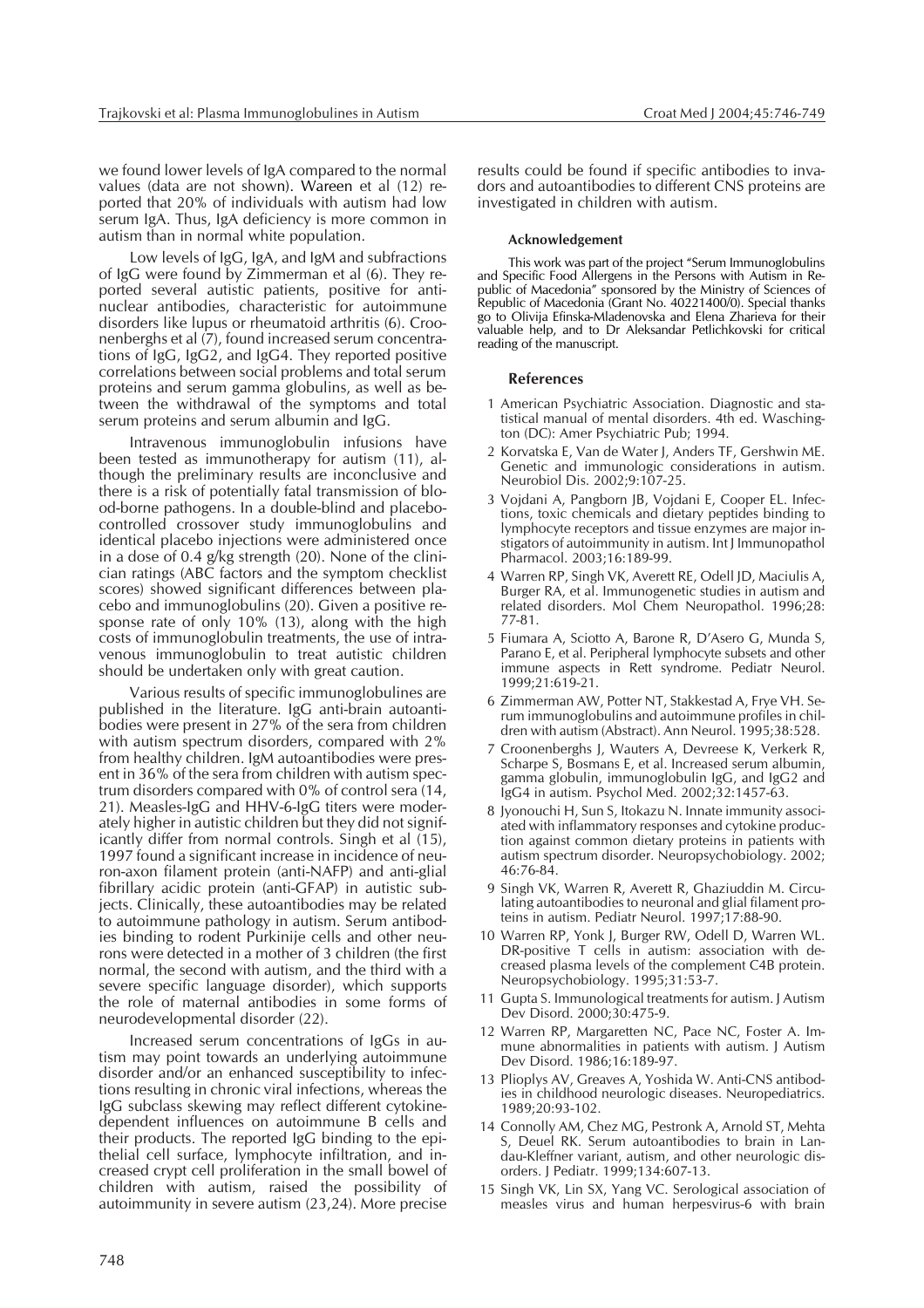we found lower levels of IgA compared to the normal values (data are not shown). Wareen et al (12) reported that 20% of individuals with autism had low serum IgA. Thus, IgA deficiency is more common in autism than in normal white population.

Low levels of IgG, IgA, and IgM and subfractions of IgG were found by Zimmerman et al (6). They reported several autistic patients, positive for antinuclear antibodies, characteristic for autoimmune disorders like lupus or rheumatoid arthritis (6). Croonenberghs et al (7), found increased serum concentrations of IgG, IgG2, and IgG4. They reported positive correlations between social problems and total serum proteins and serum gamma globulins, as well as between the withdrawal of the symptoms and total serum proteins and serum albumin and IgG.

Intravenous immunoglobulin infusions have been tested as immunotherapy for autism (11), although the preliminary results are inconclusive and there is a risk of potentially fatal transmission of blood-borne pathogens. In a double-blind and placebo-controlled crossover study immunoglobulins and identical placebo injections were administered once in a dose of 0.4 g/kg strength (20). None of the clinician ratings (ABC factors and the symptom checklist scores) showed significant differences between placebo and immunoglobulins (20). Given a positive response rate of only 10% (13), along with the high costs of immunoglobulin treatments, the use of intravenous immunoglobulin to treat autistic children should be undertaken only with great caution.

Various results of specific immunoglobulines are published in the literature. IgG anti-brain autoantibodies were present in 27% of the sera from children with autism spectrum disorders, compared with 2% from healthy children. IgM autoantibodies were present in 36% of the sera from children with autism spectrum disorders compared with 0% of control sera (14, 21). Measles-IgG and HHV-6-IgG titers were moderately higher in autistic children but they did not significantly differ from normal controls. Singh et al (15), 1997 found a significant increase in incidence of neuron-axon filament protein (anti-NAFP) and anti-glial fibrillary acidic protein (anti-GFAP) in autistic subjects. Clinically, these autoantibodies may be related to autoimmune pathology in autism. Serum antibodies binding to rodent Purkinije cells and other neurons were detected in a mother of 3 children (the first normal, the second with autism, and the third with a severe specific language disorder), which supports the role of maternal antibodies in some forms of neurodevelopmental disorder (22).

Increased serum concentrations of IgGs in autism may point towards an underlying autoimmune disorder and/or an enhanced susceptibility to infections resulting in chronic viral infections, whereas the IgG subclass skewing may reflect different cytokine-dependent influences on autoimmune B cells and their products. The reported IgG binding to the epithelial cell surface, lymphocyte infiltration, and increased crypt cell proliferation in the small bowel of children with autism, raised the possibility of autoimmunity in severe autism (23,24). More precise results could be found if specific antibodies to invadors and autoantibodies to different CNS proteins are investigated in children with autism.

#### Acknowledgement

This work was part of the project "Serum Immunoglobulins and Specific Food Allergens in the Persons with Autism in Republic of Macedonia" sponsored by the Ministry of Sciences of Republic of Macedonia (Grant No. 40221400/0). Special thanks go to Olivija Efinska-Mladenovska and Elena Zharieva for their valuable help, and to Dr Aleksandar Petlichkovski for critical reading of the manuscript.

#### References

1. American Psychiatric Association. Diagnostic and statistical manual of mental disorders. 4th ed. Waschington (DC): Amer Psychiatric Pub; 1994.
2. Korvatska E, Van de Water J, Anders TF, Gershwin ME. Genetic and immunologic considerations in autism. Neurobiol Dis. 2002;9:107-25.
3. Vojdani A, Pangborn JB, Vojdani E, Cooper EL. Infections, toxic chemicals and dietary peptides binding to lymphocyte receptors and tissue enzymes are major instigators of autoimmunity in autism. Int J Immunopathol Pharmacol. 2003;16:189-99.
4. Warren RP, Singh VK, Averett RE, Odell JD, Maciulis A, Burger RA, et al. Immunogenetic studies in autism and related disorders. Mol Chem Neuropathol. 1996;28: 77-81.
5. Fiumara A, Sciotto A, Barone R, D'Asero G, Munda S, Parano E, et al. Peripheral lymphocyte subsets and other immune aspects in Rett syndrome. Pediatr Neurol. 1999;21:619-21.
6. Zimmerman AW, Potter NT, Stakkestad A, Frye VH. Serum immunoglobulins and autoimmune profiles in children with autism (Abstract). Ann Neurol. 1995;38:528.
7. Croonenberghs J, Wauters A, Devreese K, Verkerk R, Scharpe S, Bosmans E, et al. Increased serum albumin, gamma globulin, immunoglobulin IgG, and IgG2 and IgG4 in autism. Psychol Med. 2002;32:1457-63.
8. Jyonouchi H, Sun S, Itokazu N. Innate immunity associated with inflammatory responses and cytokine production against common dietary proteins in patients with autism spectrum disorder. Neuropsychobiology. 2002; 46:76-84.
9. Singh VK, Warren R, Averett R, Ghaziuddin M. Circulating autoantibodies to neuronal and glial filament proteins in autism. Pediatr Neurol. 1997;17:88-90.
10. Warren RP, Yonk J, Burger RW, Odell D, Warren WL. DR-positive T cells in autism: association with decreased plasma levels of the complement C4B protein. Neuropsychobiology. 1995;31:53-7.
11. Gupta S. Immunological treatments for autism. J Autism Dev Disord. 2000;30:475-9.
12. Warren RP, Margaretten NC, Pace NC, Foster A. Immune abnormalities in patients with autism. J Autism Dev Disord. 1986;16:189-97.
13. Plioplys AV, Greaves A, Yoshida W. Anti-CNS antibodies in childhood neurologic diseases. Neuropediatrics. 1989;20:93-102.
14. Connolly AM, Chez MG, Pestronk A, Arnold ST, Mehta S, Deuel RK. Serum autoantibodies to brain in Landau-Kleffner variant, autism, and other neurologic disorders. J Pediatr. 1999;134:607-13.
15. Singh VK, Lin SX, Yang VC. Serological association of measles virus and human herpesvirus-6 with brain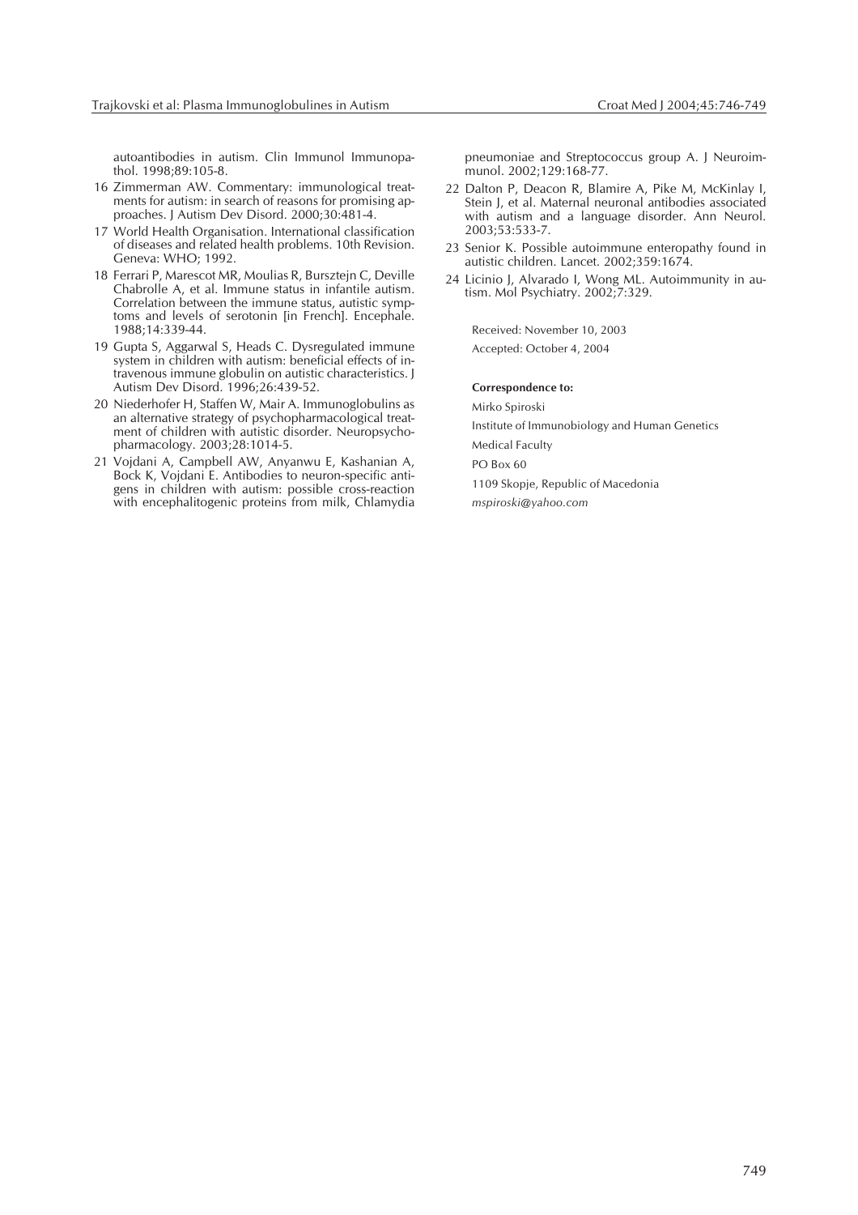autoantibodies in autism. Clin Immunol Immunopathol. 1998;89:105-8.

16 Zimmerman AW. Commentary: immunological treatments for autism: in search of reasons for promising approaches. J Autism Dev Disord. 2000;30:481-4.

17 World Health Organisation. International classification of diseases and related health problems. 10th Revision. Geneva: WHO; 1992.

18 Ferrari P, Marescot MR, Moulias R, Bursztejn C, Deville Chabrolle A, et al. Immune status in infantile autism. Correlation between the immune status, autistic symptoms and levels of serotonin [in French]. Encephale. 1988;14:339-44.

19 Gupta S, Aggarwal S, Heads C. Dysregulated immune system in children with autism: beneficial effects of intravenous immune globulin on autistic characteristics. J Autism Dev Disord. 1996;26:439-52.

20 Niederhofer H, Staffen W, Mair A. Immunoglobulins as an alternative strategy of psychopharmacological treatment of children with autistic disorder. Neuropsychopharmacology. 2003;28:1014-5.

21 Vojdani A, Campbell AW, Anyanwu E, Kashanian A, Bock K, Vojdani E. Antibodies to neuron-specific antigens in children with autism: possible cross-reaction with encephalitogenic proteins from milk, Chlamydia pneumoniae and Streptococcus group A. J Neuroimmunol. 2002;129:168-77.

22 Dalton P, Deacon R, Blamire A, Pike M, McKinlay I, Stein J, et al. Maternal neuronal antibodies associated with autism and a language disorder. Ann Neurol. 2003;53:533-7.

23 Senior K. Possible autoimmune enteropathy found in autistic children. Lancet. 2002;359:1674.

24 Licinio J, Alvarado I, Wong ML. Autoimmunity in autism. Mol Psychiatry. 2002;7:329.

Received: November 10, 2003

Accepted: October 4, 2004

**Correspondence to:**

Mirko Spiroski

Institute of Immunobiology and Human Genetics

Medical Faculty

PO Box 60

1109 Skopje, Republic of Macedonia

*mspiroski@yahoo.com*